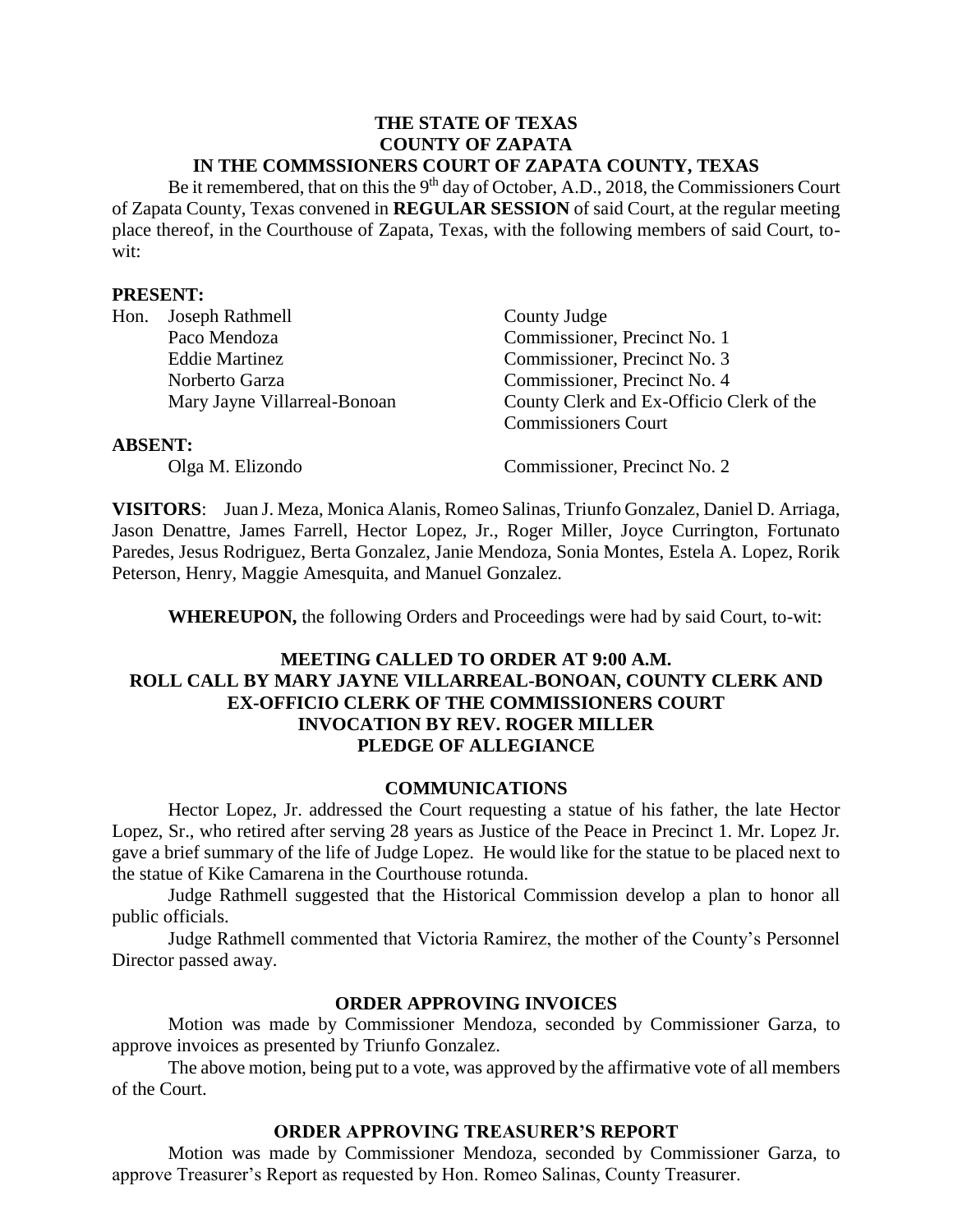**THE STATE OF TEXAS**
**COUNTY OF ZAPATA**
**IN THE COMMSSIONERS COURT OF ZAPATA COUNTY, TEXAS**

Be it remembered, that on this the 9th day of October, A.D., 2018, the Commissioners Court of Zapata County, Texas convened in **REGULAR SESSION** of said Court, at the regular meeting place thereof, in the Courthouse of Zapata, Texas, with the following members of said Court, to-wit:

**PRESENT:**

| | |
|---|---|
| Hon. Joseph Rathmell | County Judge |
| Paco Mendoza | Commissioner, Precinct No. 1 |
| Eddie Martinez | Commissioner, Precinct No. 3 |
| Norberto Garza | Commissioner, Precinct No. 4 |
| Mary Jayne Villarreal-Bonoan | County Clerk and Ex-Officio Clerk of the Commissioners Court |

**ABSENT:**

| | |
|---|---|
| Olga M. Elizondo | Commissioner, Precinct No. 2 |

**VISITORS**: Juan J. Meza, Monica Alanis, Romeo Salinas, Triunfo Gonzalez, Daniel D. Arriaga, Jason Denattre, James Farrell, Hector Lopez, Jr., Roger Miller, Joyce Currington, Fortunato Paredes, Jesus Rodriguez, Berta Gonzalez, Janie Mendoza, Sonia Montes, Estela A. Lopez, Rorik Peterson, Henry, Maggie Amesquita, and Manuel Gonzalez.

**WHEREUPON,** the following Orders and Proceedings were had by said Court, to-wit:

**MEETING CALLED TO ORDER AT 9:00 A.M.**
**ROLL CALL BY MARY JAYNE VILLARREAL-BONOAN, COUNTY CLERK AND EX-OFFICIO CLERK OF THE COMMISSIONERS COURT**
**INVOCATION BY REV. ROGER MILLER**
**PLEDGE OF ALLEGIANCE**

## COMMUNICATIONS

Hector Lopez, Jr. addressed the Court requesting a statue of his father, the late Hector Lopez, Sr., who retired after serving 28 years as Justice of the Peace in Precinct 1. Mr. Lopez Jr. gave a brief summary of the life of Judge Lopez. He would like for the statue to be placed next to the statue of Kike Camarena in the Courthouse rotunda.

Judge Rathmell suggested that the Historical Commission develop a plan to honor all public officials.

Judge Rathmell commented that Victoria Ramirez, the mother of the County's Personnel Director passed away.

## ORDER APPROVING INVOICES

Motion was made by Commissioner Mendoza, seconded by Commissioner Garza, to approve invoices as presented by Triunfo Gonzalez.

The above motion, being put to a vote, was approved by the affirmative vote of all members of the Court.

## ORDER APPROVING TREASURER'S REPORT

Motion was made by Commissioner Mendoza, seconded by Commissioner Garza, to approve Treasurer's Report as requested by Hon. Romeo Salinas, County Treasurer.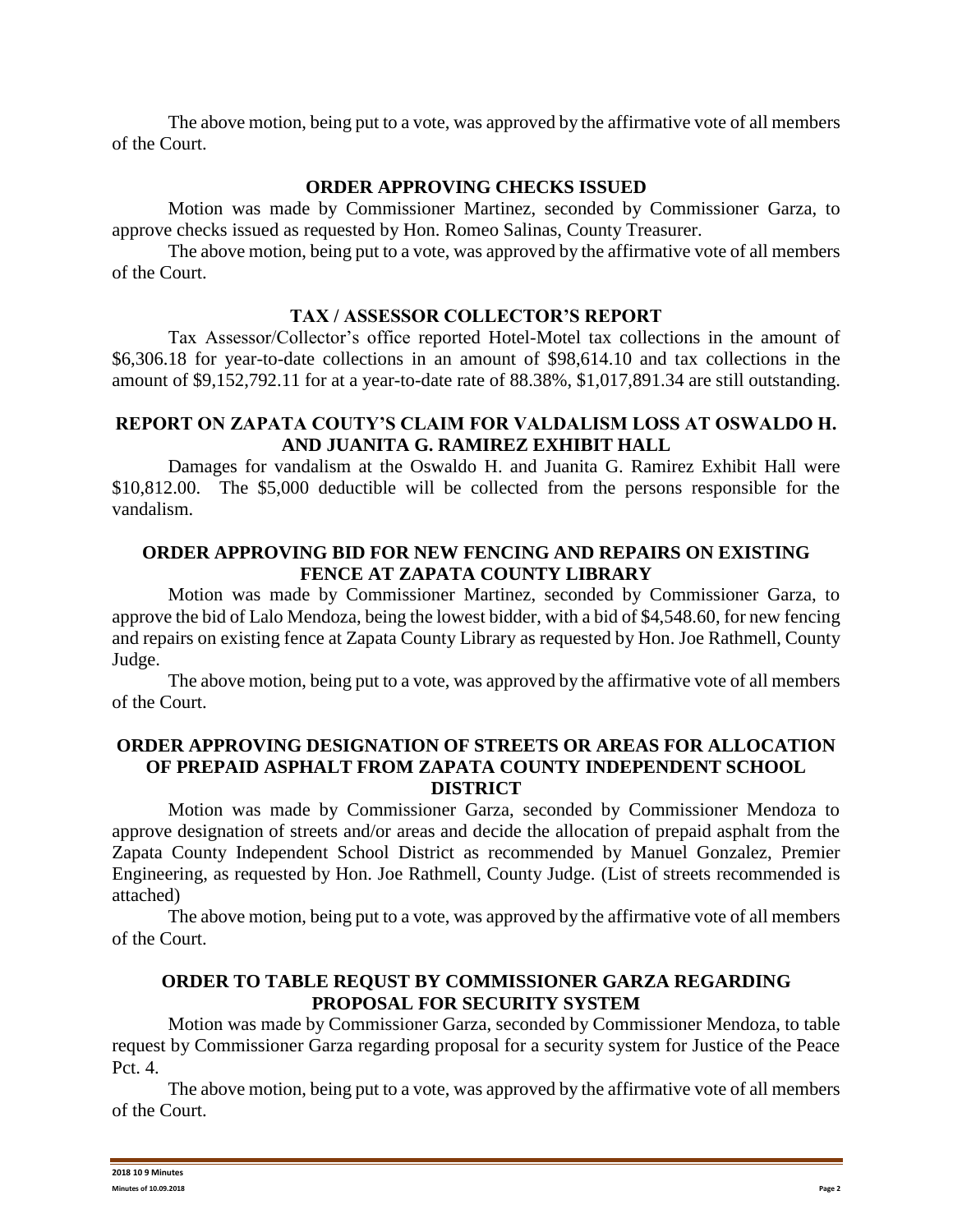The above motion, being put to a vote, was approved by the affirmative vote of all members of the Court.

**ORDER APPROVING CHECKS ISSUED**

Motion was made by Commissioner Martinez, seconded by Commissioner Garza, to approve checks issued as requested by Hon. Romeo Salinas, County Treasurer.

The above motion, being put to a vote, was approved by the affirmative vote of all members of the Court.

**TAX / ASSESSOR COLLECTOR'S REPORT**

Tax Assessor/Collector's office reported Hotel-Motel tax collections in the amount of $6,306.18 for year-to-date collections in an amount of $98,614.10 and tax collections in the amount of $9,152,792.11 for at a year-to-date rate of 88.38%, $1,017,891.34 are still outstanding.

**REPORT ON ZAPATA COUTY'S CLAIM FOR VALDALISM LOSS AT OSWALDO H. AND JUANITA G. RAMIREZ EXHIBIT HALL**

Damages for vandalism at the Oswaldo H. and Juanita G. Ramirez Exhibit Hall were $10,812.00. The $5,000 deductible will be collected from the persons responsible for the vandalism.

**ORDER APPROVING BID FOR NEW FENCING AND REPAIRS ON EXISTING FENCE AT ZAPATA COUNTY LIBRARY**

Motion was made by Commissioner Martinez, seconded by Commissioner Garza, to approve the bid of Lalo Mendoza, being the lowest bidder, with a bid of $4,548.60, for new fencing and repairs on existing fence at Zapata County Library as requested by Hon. Joe Rathmell, County Judge.

The above motion, being put to a vote, was approved by the affirmative vote of all members of the Court.

**ORDER APPROVING DESIGNATION OF STREETS OR AREAS FOR ALLOCATION OF PREPAID ASPHALT FROM ZAPATA COUNTY INDEPENDENT SCHOOL DISTRICT**

Motion was made by Commissioner Garza, seconded by Commissioner Mendoza to approve designation of streets and/or areas and decide the allocation of prepaid asphalt from the Zapata County Independent School District as recommended by Manuel Gonzalez, Premier Engineering, as requested by Hon. Joe Rathmell, County Judge. (List of streets recommended is attached)

The above motion, being put to a vote, was approved by the affirmative vote of all members of the Court.

**ORDER TO TABLE REQUST BY COMMISSIONER GARZA REGARDING PROPOSAL FOR SECURITY SYSTEM**

Motion was made by Commissioner Garza, seconded by Commissioner Mendoza, to table request by Commissioner Garza regarding proposal for a security system for Justice of the Peace Pct. 4.

The above motion, being put to a vote, was approved by the affirmative vote of all members of the Court.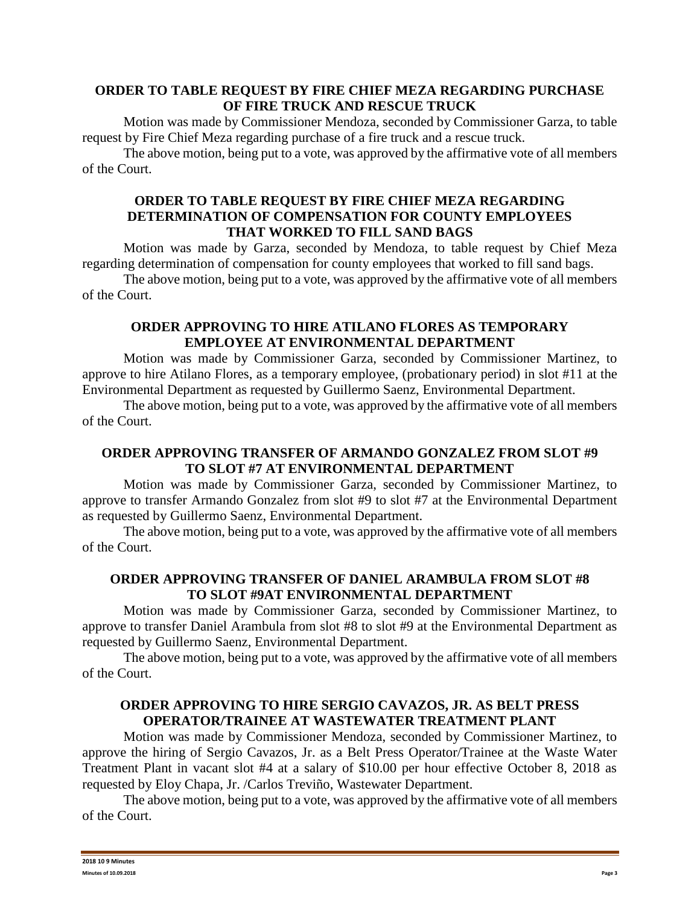**ORDER TO TABLE REQUEST BY FIRE CHIEF MEZA REGARDING PURCHASE OF FIRE TRUCK AND RESCUE TRUCK**

Motion was made by Commissioner Mendoza, seconded by Commissioner Garza, to table request by Fire Chief Meza regarding purchase of a fire truck and a rescue truck.

The above motion, being put to a vote, was approved by the affirmative vote of all members of the Court.

**ORDER TO TABLE REQUEST BY FIRE CHIEF MEZA REGARDING DETERMINATION OF COMPENSATION FOR COUNTY EMPLOYEES THAT WORKED TO FILL SAND BAGS**

Motion was made by Garza, seconded by Mendoza, to table request by Chief Meza regarding determination of compensation for county employees that worked to fill sand bags.

The above motion, being put to a vote, was approved by the affirmative vote of all members of the Court.

**ORDER APPROVING TO HIRE ATILANO FLORES AS TEMPORARY EMPLOYEE AT ENVIRONMENTAL DEPARTMENT**

Motion was made by Commissioner Garza, seconded by Commissioner Martinez, to approve to hire Atilano Flores, as a temporary employee, (probationary period) in slot #11 at the Environmental Department as requested by Guillermo Saenz, Environmental Department.

The above motion, being put to a vote, was approved by the affirmative vote of all members of the Court.

**ORDER APPROVING TRANSFER OF ARMANDO GONZALEZ FROM SLOT #9 TO SLOT #7 AT ENVIRONMENTAL DEPARTMENT**

Motion was made by Commissioner Garza, seconded by Commissioner Martinez, to approve to transfer Armando Gonzalez from slot #9 to slot #7 at the Environmental Department as requested by Guillermo Saenz, Environmental Department.

The above motion, being put to a vote, was approved by the affirmative vote of all members of the Court.

**ORDER APPROVING TRANSFER OF DANIEL ARAMBULA FROM SLOT #8 TO SLOT #9AT ENVIRONMENTAL DEPARTMENT**

Motion was made by Commissioner Garza, seconded by Commissioner Martinez, to approve to transfer Daniel Arambula from slot #8 to slot #9 at the Environmental Department as requested by Guillermo Saenz, Environmental Department.

The above motion, being put to a vote, was approved by the affirmative vote of all members of the Court.

**ORDER APPROVING TO HIRE SERGIO CAVAZOS, JR. AS BELT PRESS OPERATOR/TRAINEE AT WASTEWATER TREATMENT PLANT**

Motion was made by Commissioner Mendoza, seconded by Commissioner Martinez, to approve the hiring of Sergio Cavazos, Jr. as a Belt Press Operator/Trainee at the Waste Water Treatment Plant in vacant slot #4 at a salary of $10.00 per hour effective October 8, 2018 as requested by Eloy Chapa, Jr. /Carlos Treviño, Wastewater Department.

The above motion, being put to a vote, was approved by the affirmative vote of all members of the Court.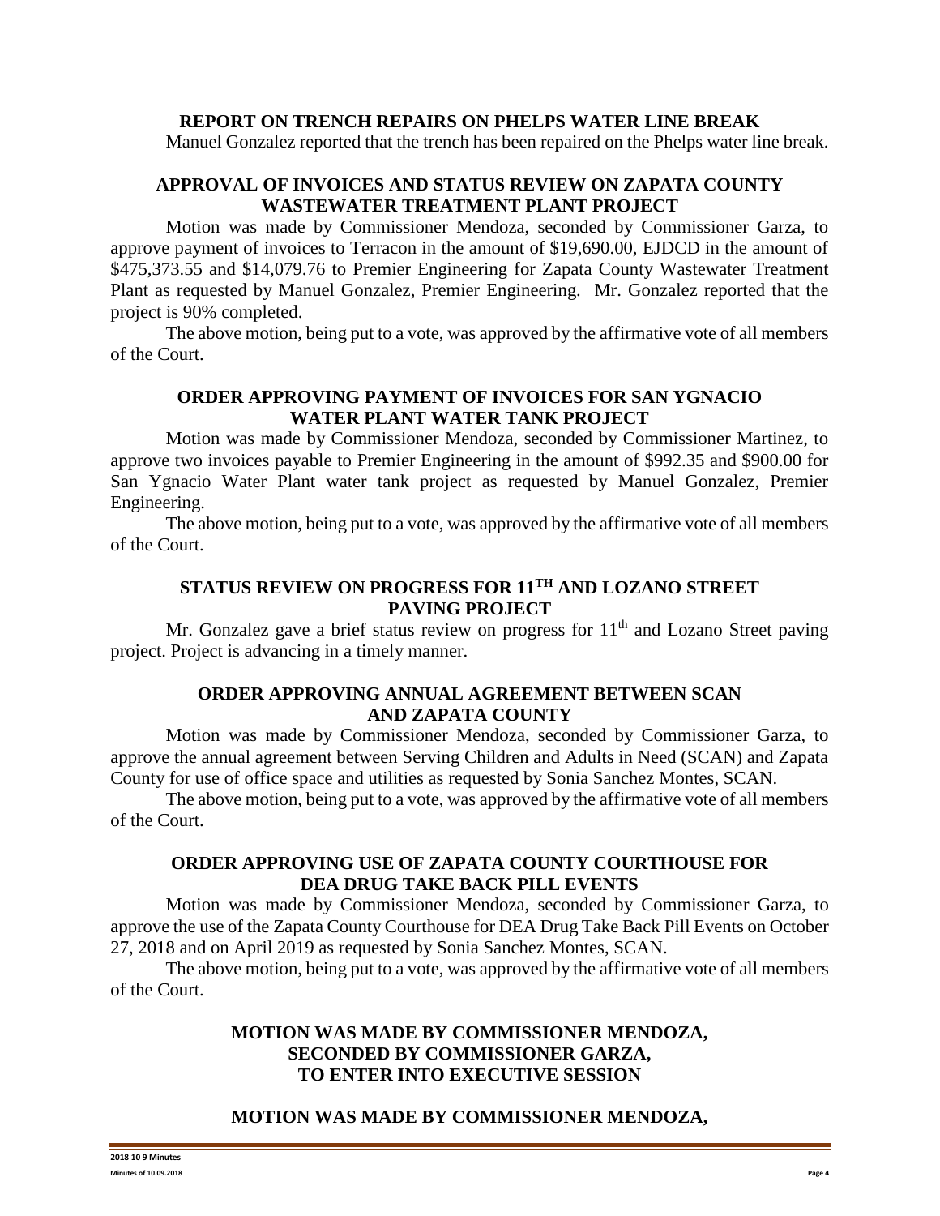**REPORT ON TRENCH REPAIRS ON PHELPS WATER LINE BREAK**

Manuel Gonzalez reported that the trench has been repaired on the Phelps water line break.

**APPROVAL OF INVOICES AND STATUS REVIEW ON ZAPATA COUNTY WASTEWATER TREATMENT PLANT PROJECT**

Motion was made by Commissioner Mendoza, seconded by Commissioner Garza, to approve payment of invoices to Terracon in the amount of $19,690.00, EJDCD in the amount of $475,373.55 and $14,079.76 to Premier Engineering for Zapata County Wastewater Treatment Plant as requested by Manuel Gonzalez, Premier Engineering. Mr. Gonzalez reported that the project is 90% completed.

The above motion, being put to a vote, was approved by the affirmative vote of all members of the Court.

**ORDER APPROVING PAYMENT OF INVOICES FOR SAN YGNACIO WATER PLANT WATER TANK PROJECT**

Motion was made by Commissioner Mendoza, seconded by Commissioner Martinez, to approve two invoices payable to Premier Engineering in the amount of $992.35 and $900.00 for San Ygnacio Water Plant water tank project as requested by Manuel Gonzalez, Premier Engineering.

The above motion, being put to a vote, was approved by the affirmative vote of all members of the Court.

**STATUS REVIEW ON PROGRESS FOR 11TH AND LOZANO STREET PAVING PROJECT**

Mr. Gonzalez gave a brief status review on progress for 11th and Lozano Street paving project. Project is advancing in a timely manner.

**ORDER APPROVING ANNUAL AGREEMENT BETWEEN SCAN AND ZAPATA COUNTY**

Motion was made by Commissioner Mendoza, seconded by Commissioner Garza, to approve the annual agreement between Serving Children and Adults in Need (SCAN) and Zapata County for use of office space and utilities as requested by Sonia Sanchez Montes, SCAN.

The above motion, being put to a vote, was approved by the affirmative vote of all members of the Court.

**ORDER APPROVING USE OF ZAPATA COUNTY COURTHOUSE FOR DEA DRUG TAKE BACK PILL EVENTS**

Motion was made by Commissioner Mendoza, seconded by Commissioner Garza, to approve the use of the Zapata County Courthouse for DEA Drug Take Back Pill Events on October 27, 2018 and on April 2019 as requested by Sonia Sanchez Montes, SCAN.

The above motion, being put to a vote, was approved by the affirmative vote of all members of the Court.

**MOTION WAS MADE BY COMMISSIONER MENDOZA, SECONDED BY COMMISSIONER GARZA, TO ENTER INTO EXECUTIVE SESSION**

**MOTION WAS MADE BY COMMISSIONER MENDOZA,**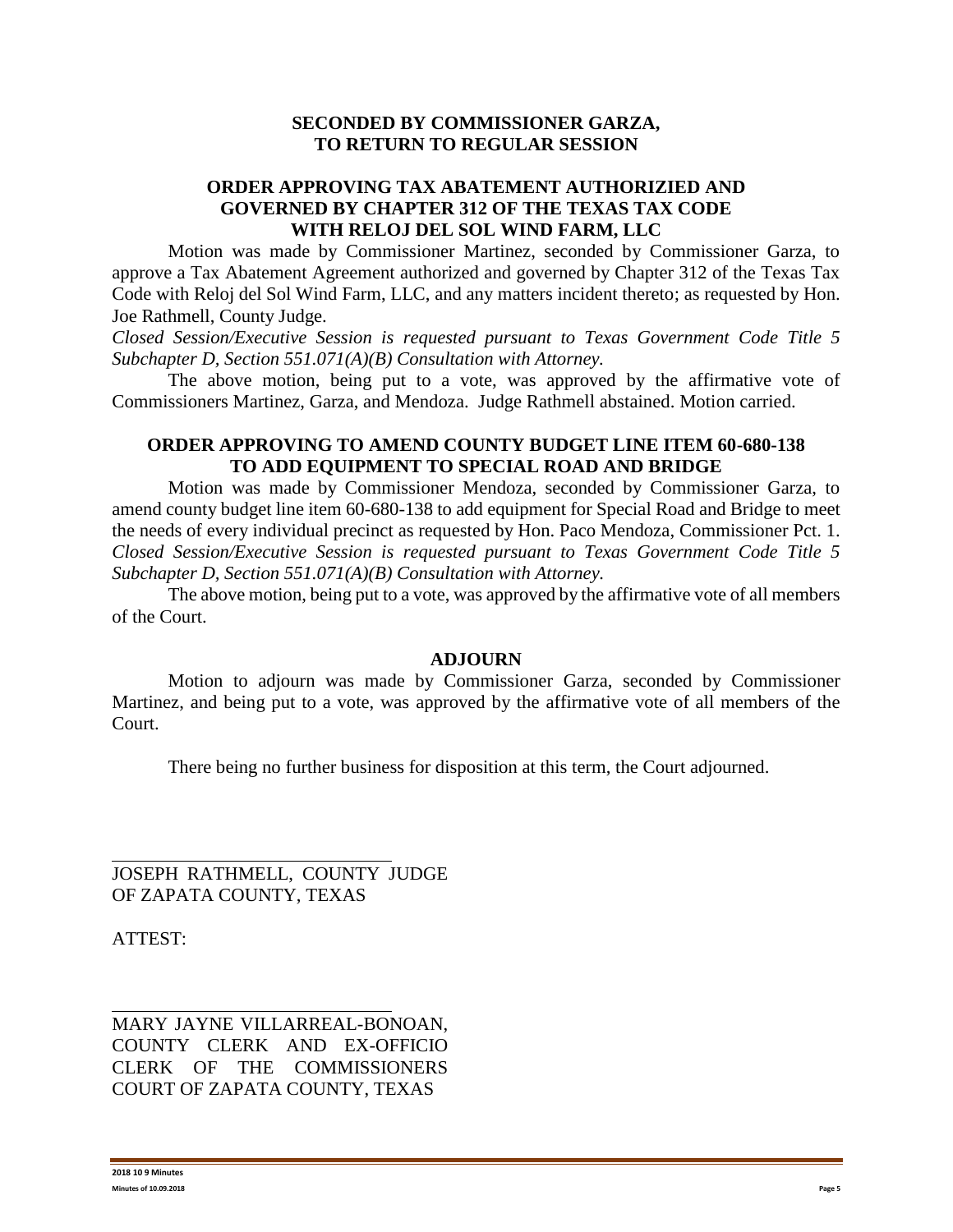**SECONDED BY COMMISSIONER GARZA,
TO RETURN TO REGULAR SESSION**

**ORDER APPROVING TAX ABATEMENT AUTHORIZIED AND
GOVERNED BY CHAPTER 312 OF THE TEXAS TAX CODE
WITH RELOJ DEL SOL WIND FARM, LLC**

Motion was made by Commissioner Martinez, seconded by Commissioner Garza, to approve a Tax Abatement Agreement authorized and governed by Chapter 312 of the Texas Tax Code with Reloj del Sol Wind Farm, LLC, and any matters incident thereto; as requested by Hon. Joe Rathmell, County Judge.
*Closed Session/Executive Session is requested pursuant to Texas Government Code Title 5 Subchapter D, Section 551.071(A)(B) Consultation with Attorney.*

The above motion, being put to a vote, was approved by the affirmative vote of Commissioners Martinez, Garza, and Mendoza. Judge Rathmell abstained. Motion carried.

**ORDER APPROVING TO AMEND COUNTY BUDGET LINE ITEM 60-680-138
TO ADD EQUIPMENT TO SPECIAL ROAD AND BRIDGE**

Motion was made by Commissioner Mendoza, seconded by Commissioner Garza, to amend county budget line item 60-680-138 to add equipment for Special Road and Bridge to meet the needs of every individual precinct as requested by Hon. Paco Mendoza, Commissioner Pct. 1.
*Closed Session/Executive Session is requested pursuant to Texas Government Code Title 5 Subchapter D, Section 551.071(A)(B) Consultation with Attorney.*

The above motion, being put to a vote, was approved by the affirmative vote of all members of the Court.

**ADJOURN**

Motion to adjourn was made by Commissioner Garza, seconded by Commissioner Martinez, and being put to a vote, was approved by the affirmative vote of all members of the Court.

There being no further business for disposition at this term, the Court adjourned.

\_\_\_\_\_\_\_\_\_\_\_\_\_\_\_\_\_\_\_\_\_\_\_\_\_\_\_\_\_\_
JOSEPH RATHMELL, COUNTY JUDGE
OF ZAPATA COUNTY, TEXAS

ATTEST:

\_\_\_\_\_\_\_\_\_\_\_\_\_\_\_\_\_\_\_\_\_\_\_\_\_\_\_\_\_\_
MARY JAYNE VILLARREAL-BONOAN,
COUNTY CLERK AND EX-OFFICIO
CLERK OF THE COMMISSIONERS
COURT OF ZAPATA COUNTY, TEXAS